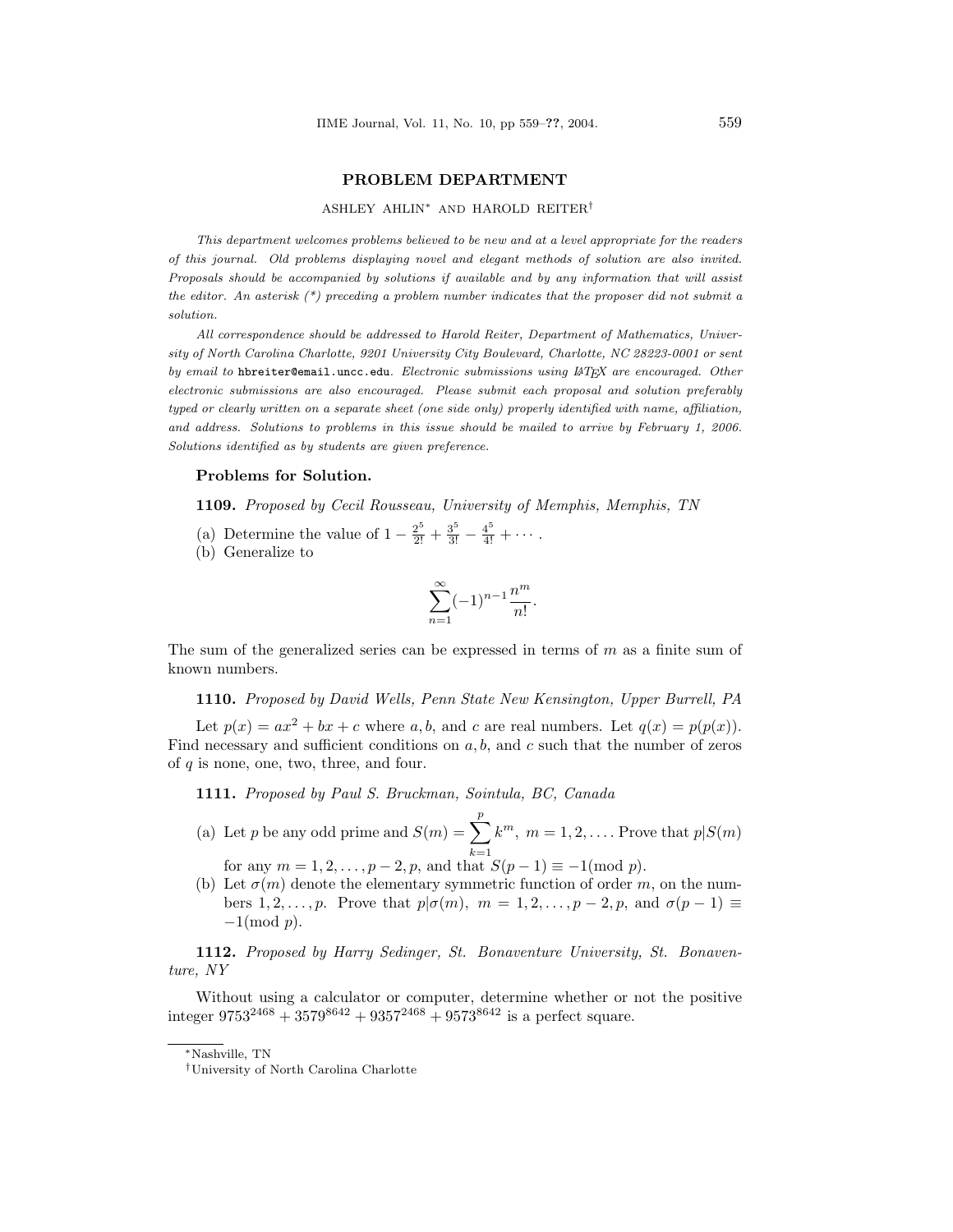## PROBLEM DEPARTMENT

ASHLEY AHLIN[*] AND HAROLD REITER[†]

*This department welcomes problems believed to be new and at a level appropriate for the readers of this journal. Old problems displaying novel and elegant methods of solution are also invited. Proposals should be accompanied by solutions if available and by any information that will assist the editor. An asterisk (\*) preceding a problem number indicates that the proposer did not submit a solution.*

*All correspondence should be addressed to Harold Reiter, Department of Mathematics, University of North Carolina Charlotte, 9201 University City Boulevard, Charlotte, NC 28223-0001 or sent by email to* hbreiter@email.uncc.edu. *Electronic submissions using LaTeX are encouraged. Other electronic submissions are also encouraged. Please submit each proposal and solution preferably typed or clearly written on a separate sheet (one side only) properly identified with name, affiliation, and address. Solutions to problems in this issue should be mailed to arrive by February 1, 2006. Solutions identified as by students are given preference.*

### Problems for Solution.

**1109.** *Proposed by Cecil Rousseau, University of Memphis, Memphis, TN*

(a) Determine the value of $1 - \frac{2^5}{2!} + \frac{3^5}{3!} - \frac{4^5}{4!} + \cdots$.

(b) Generalize to

$$\sum_{n=1}^{\infty} (-1)^{n-1} \frac{n^m}{n!}.$$

The sum of the generalized series can be expressed in terms of $m$ as a finite sum of known numbers.

**1110.** *Proposed by David Wells, Penn State New Kensington, Upper Burrell, PA*

Let $p(x) = ax^2 + bx + c$ where $a, b,$ and $c$ are real numbers. Let $q(x) = p(p(x))$. Find necessary and sufficient conditions on $a, b,$ and $c$ such that the number of zeros of $q$ is none, one, two, three, and four.

**1111.** *Proposed by Paul S. Bruckman, Sointula, BC, Canada*

(a) Let $p$ be any odd prime and $S(m) = \sum_{k=1}^{p} k^m$, $m = 1, 2, \ldots$. Prove that $p | S(m)$ for any $m = 1, 2, \ldots, p-2, p$, and that $S(p-1) \equiv -1 (\text{mod } p)$.

(b) Let $\sigma(m)$ denote the elementary symmetric function of order $m$, on the numbers $1, 2, \ldots, p$. Prove that $p | \sigma(m)$, $m = 1, 2, \ldots, p-2, p$, and $\sigma(p-1) \equiv -1 (\text{mod } p)$.

**1112.** *Proposed by Harry Sedinger, St. Bonaventure University, St. Bonaventure, NY*

Without using a calculator or computer, determine whether or not the positive integer $9753^{2468} + 3579^{8642} + 9357^{2468} + 9573^{8642}$ is a perfect square.

---

[*] Nashville, TN

[†] University of North Carolina Charlotte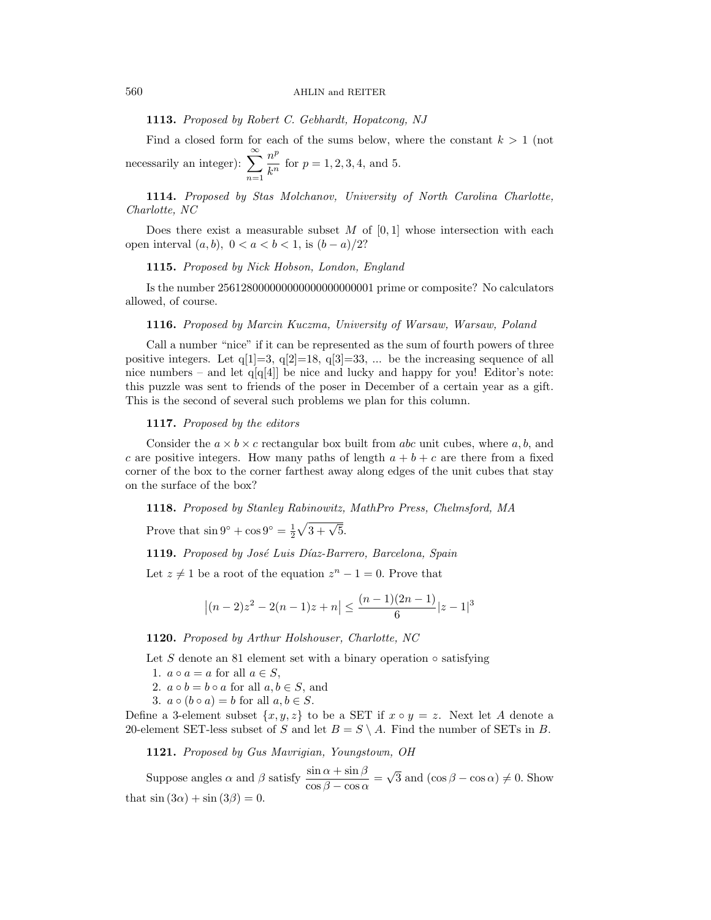**1113.** *Proposed by Robert C. Gebhardt, Hopatcong, NJ*

Find a closed form for each of the sums below, where the constant $k > 1$ (not necessarily an integer): $\sum_{n=1}^{\infty} \frac{n^p}{k^n}$ for $p = 1, 2, 3, 4$, and 5.

**1114.** *Proposed by Stas Molchanov, University of North Carolina Charlotte, Charlotte, NC*

Does there exist a measurable subset $M$ of $[0, 1]$ whose intersection with each open interval $(a, b)$, $0 < a < b < 1$, is $(b - a)/2$?

**1115.** *Proposed by Nick Hobson, London, England*

Is the number 25612800000000000000000001 prime or composite? No calculators allowed, of course.

**1116.** *Proposed by Marcin Kuczma, University of Warsaw, Warsaw, Poland*

Call a number "nice" if it can be represented as the sum of fourth powers of three positive integers. Let q[1]=3, q[2]=18, q[3]=33, ... be the increasing sequence of all nice numbers – and let q[q[4]] be nice and lucky and happy for you! Editor's note: this puzzle was sent to friends of the poser in December of a certain year as a gift. This is the second of several such problems we plan for this column.

**1117.** *Proposed by the editors*

Consider the $a \times b \times c$ rectangular box built from $abc$ unit cubes, where $a, b$, and $c$ are positive integers. How many paths of length $a + b + c$ are there from a fixed corner of the box to the corner farthest away along edges of the unit cubes that stay on the surface of the box?

**1118.** *Proposed by Stanley Rabinowitz, MathPro Press, Chelmsford, MA*

Prove that $\sin 9^\circ + \cos 9^\circ = \frac{1}{2}\sqrt{3 + \sqrt{5}}$.

**1119.** *Proposed by José Luis Díaz-Barrero, Barcelona, Spain*

Let $z \neq 1$ be a root of the equation $z^n - 1 = 0$. Prove that

$$\left|(n-2)z^2 - 2(n-1)z + n\right| \leq \frac{(n-1)(2n-1)}{6}|z-1|^3$$

**1120.** *Proposed by Arthur Holshouser, Charlotte, NC*

Let $S$ denote an 81 element set with a binary operation $\circ$ satisfying

1. $a \circ a = a$ for all $a \in S$,
2. $a \circ b = b \circ a$ for all $a, b \in S$, and
3. $a \circ (b \circ a) = b$ for all $a, b \in S$.

Define a 3-element subset $\{x, y, z\}$ to be a SET if $x \circ y = z$. Next let $A$ denote a 20-element SET-less subset of $S$ and let $B = S \setminus A$. Find the number of SETs in $B$.

**1121.** *Proposed by Gus Mavrigian, Youngstown, OH*

Suppose angles $\alpha$ and $\beta$ satisfy $\frac{\sin\alpha + \sin\beta}{\cos\beta - \cos\alpha} = \sqrt{3}$ and $(\cos\beta - \cos\alpha) \neq 0$. Show that $\sin(3\alpha) + \sin(3\beta) = 0$.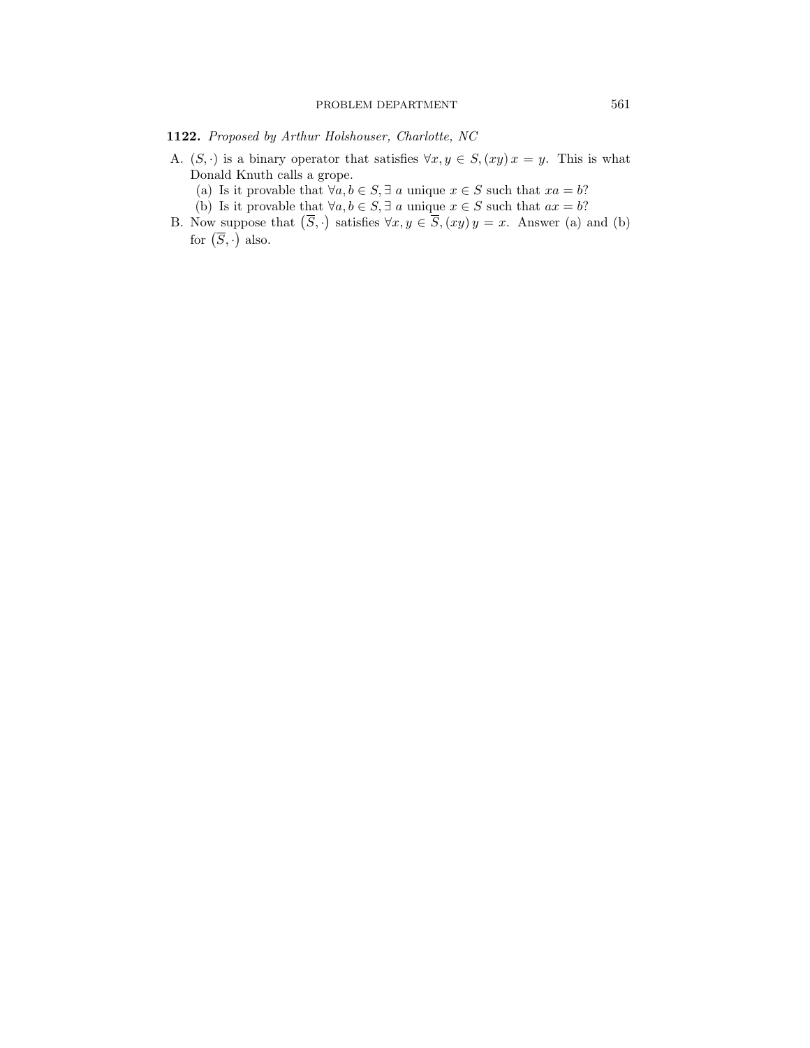**1122.** *Proposed by Arthur Holshouser, Charlotte, NC*

A. $(S, \cdot)$ is a binary operator that satisfies $\forall x, y \in S, (xy)\, x = y$. This is what Donald Knuth calls a grope.

   (a) Is it provable that $\forall a, b \in S, \exists$ a unique $x \in S$ such that $xa = b$?

   (b) Is it provable that $\forall a, b \in S, \exists$ a unique $x \in S$ such that $ax = b$?

B. Now suppose that $\left(\overline{S}, \cdot\right)$ satisfies $\forall x, y \in \overline{S}, (xy)\, y = x$. Answer (a) and (b) for $\left(\overline{S}, \cdot\right)$ also.